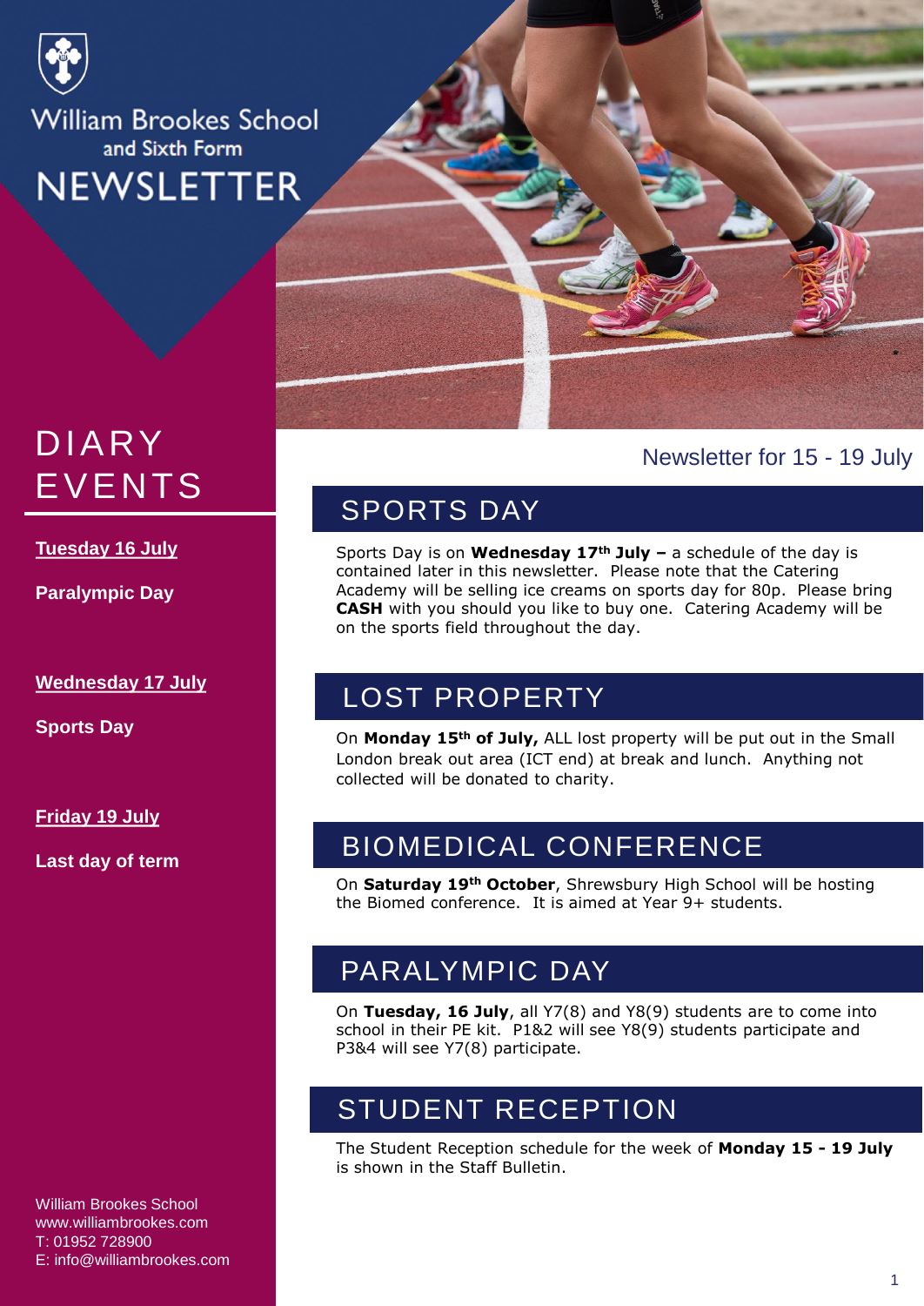# William Brookes School and Sixth Form NEWSLETTER

## DIARY EVENTS

**Tuesday 16 July**

**Paralympic Day**

**Wednesday 17 July**

**Sports Day**

**Friday 19 July**

**Last day of term**

William Brookes School
www.williambrookes.com
T: 01952 728900
E: info@williambrookes.com

Newsletter for 15 - 19 July

## SPORTS DAY

Sports Day is on **Wednesday 17th July –** a schedule of the day is contained later in this newsletter. Please note that the Catering Academy will be selling ice creams on sports day for 80p. Please bring **CASH** with you should you like to buy one. Catering Academy will be on the sports field throughout the day.

## LOST PROPERTY

On **Monday 15th of July,** ALL lost property will be put out in the Small London break out area (ICT end) at break and lunch. Anything not collected will be donated to charity.

## BIOMEDICAL CONFERENCE

On **Saturday 19th October**, Shrewsbury High School will be hosting the Biomed conference. It is aimed at Year 9+ students.

## PARALYMPIC DAY

On **Tuesday, 16 July**, all Y7(8) and Y8(9) students are to come into school in their PE kit. P1&2 will see Y8(9) students participate and P3&4 will see Y7(8) participate.

## STUDENT RECEPTION

The Student Reception schedule for the week of **Monday 15 - 19 July** is shown in the Staff Bulletin.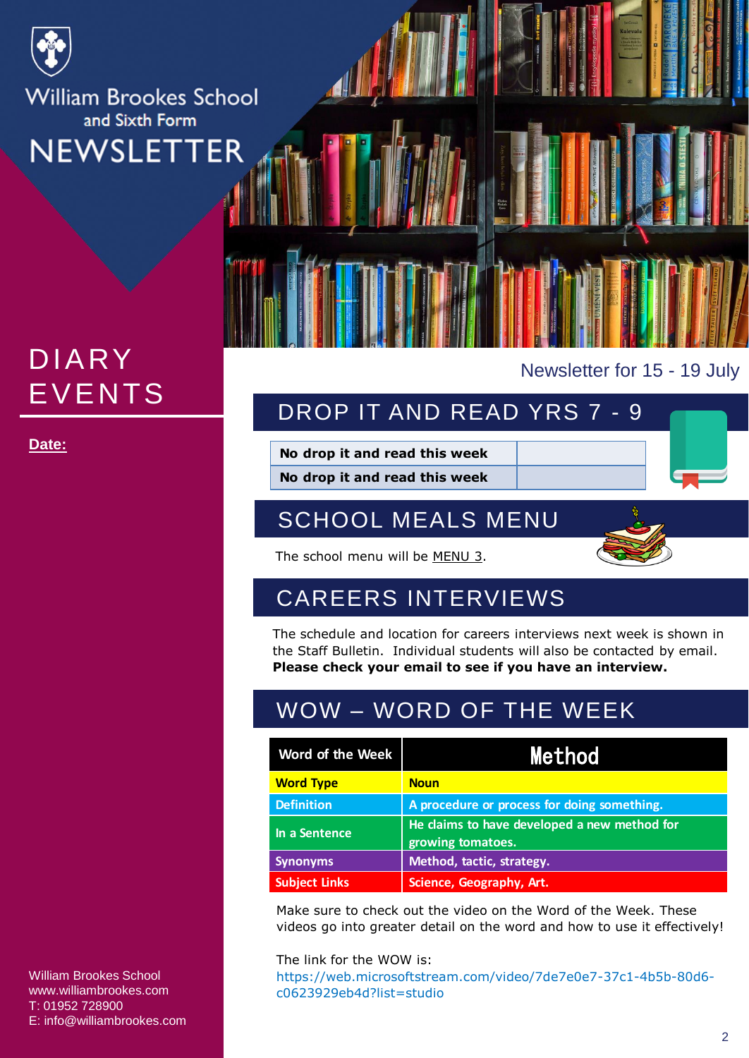# William Brookes School and Sixth Form NEWSLETTER

## DIARY EVENTS

**Date:**

William Brookes School
www.williambrookes.com
T: 01952 728900
E: info@williambrookes.com

Newsletter for 15 - 19 July

## DROP IT AND READ YRS 7 - 9

| | |
|---|---|
| **No drop it and read this week** | |
| **No drop it and read this week** | |

## SCHOOL MEALS MENU

The school menu will be MENU 3.

## CAREERS INTERVIEWS

The schedule and location for careers interviews next week is shown in the Staff Bulletin. Individual students will also be contacted by email. **Please check your email to see if you have an interview.**

## WOW – WORD OF THE WEEK

| Word of the Week | Method |
|---|---|
| Word Type | Noun |
| Definition | A procedure or process for doing something. |
| In a Sentence | He claims to have developed a new method for growing tomatoes. |
| Synonyms | Method, tactic, strategy. |
| Subject Links | Science, Geography, Art. |

Make sure to check out the video on the Word of the Week. These videos go into greater detail on the word and how to use it effectively!

The link for the WOW is:
https://web.microsoftstream.com/video/7de7e0e7-37c1-4b5b-80d6-c0623929eb4d?list=studio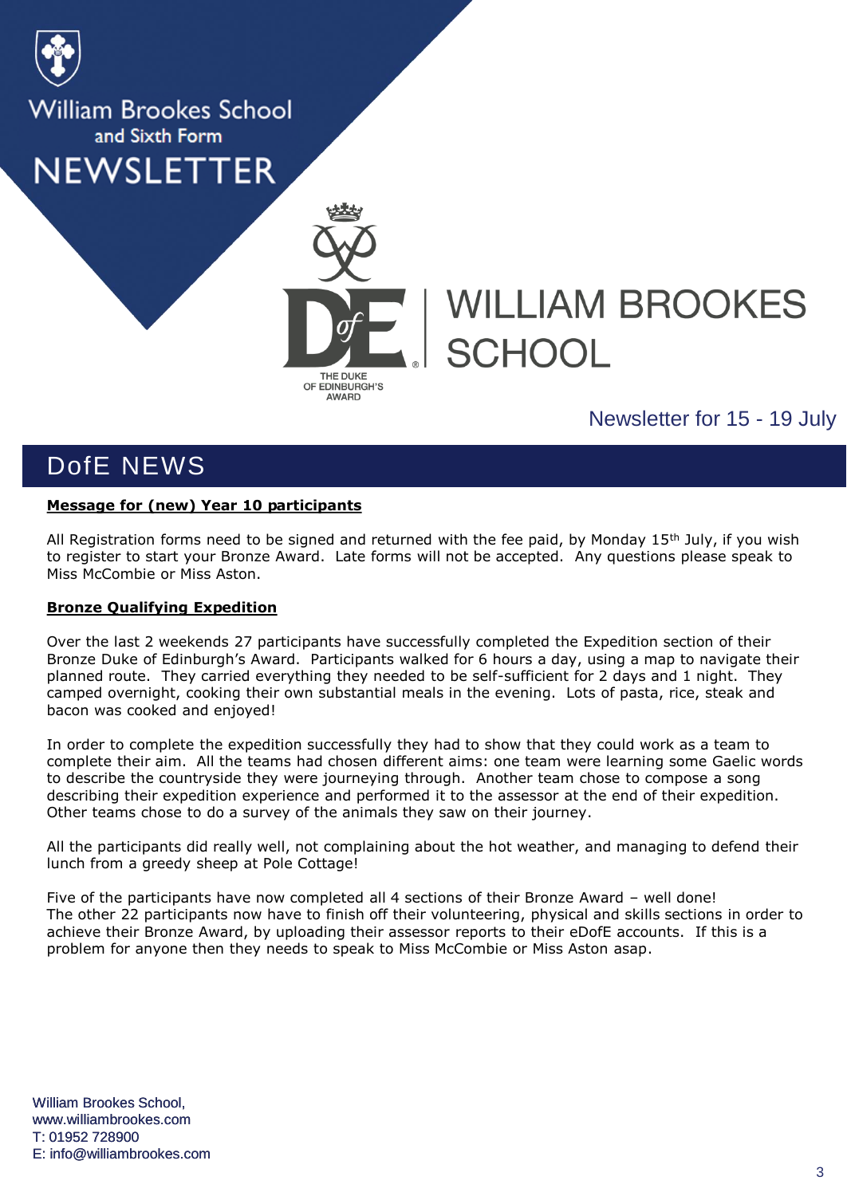William Brookes School and Sixth Form NEWSLETTER

WILLIAM BROOKES SCHOOL

Newsletter for 15 - 19 July

## DofE NEWS

**Message for (new) Year 10 participants**

All Registration forms need to be signed and returned with the fee paid, by Monday 15th July, if you wish to register to start your Bronze Award. Late forms will not be accepted. Any questions please speak to Miss McCombie or Miss Aston.

**Bronze Qualifying Expedition**

Over the last 2 weekends 27 participants have successfully completed the Expedition section of their Bronze Duke of Edinburgh's Award. Participants walked for 6 hours a day, using a map to navigate their planned route. They carried everything they needed to be self-sufficient for 2 days and 1 night. They camped overnight, cooking their own substantial meals in the evening. Lots of pasta, rice, steak and bacon was cooked and enjoyed!

In order to complete the expedition successfully they had to show that they could work as a team to complete their aim. All the teams had chosen different aims: one team were learning some Gaelic words to describe the countryside they were journeying through. Another team chose to compose a song describing their expedition experience and performed it to the assessor at the end of their expedition. Other teams chose to do a survey of the animals they saw on their journey.

All the participants did really well, not complaining about the hot weather, and managing to defend their lunch from a greedy sheep at Pole Cottage!

Five of the participants have now completed all 4 sections of their Bronze Award – well done!
The other 22 participants now have to finish off their volunteering, physical and skills sections in order to achieve their Bronze Award, by uploading their assessor reports to their eDofE accounts. If this is a problem for anyone then they needs to speak to Miss McCombie or Miss Aston asap.

William Brookes School,
www.williambrookes.com
T: 01952 728900
E: info@williambrookes.com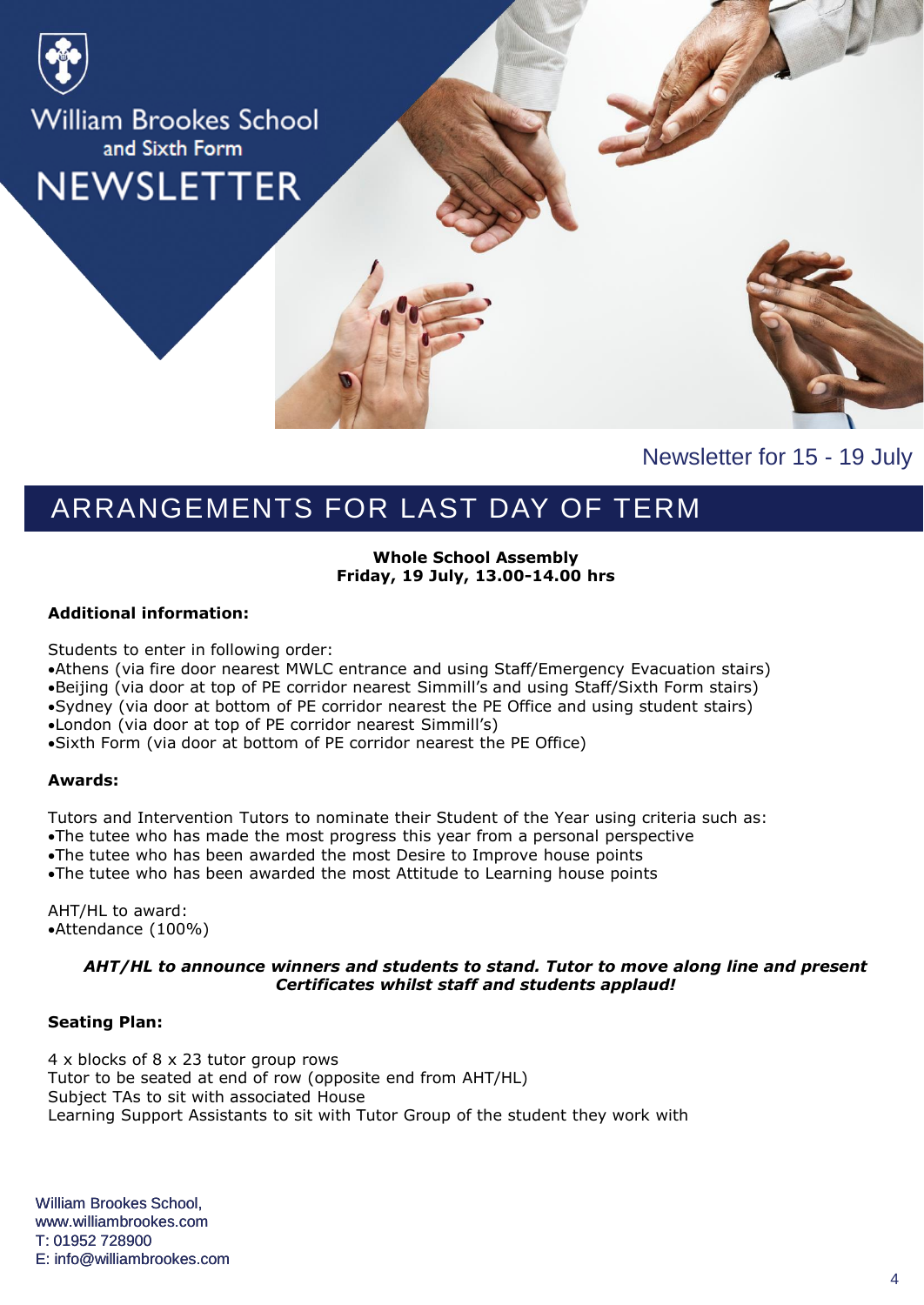# William Brookes School and Sixth Form NEWSLETTER

Newsletter for 15 - 19 July

## ARRANGEMENTS FOR LAST DAY OF TERM

**Whole School Assembly**
**Friday, 19 July, 13.00-14.00 hrs**

**Additional information:**

Students to enter in following order:

- Athens (via fire door nearest MWLC entrance and using Staff/Emergency Evacuation stairs)
- Beijing (via door at top of PE corridor nearest Simmill's and using Staff/Sixth Form stairs)
- Sydney (via door at bottom of PE corridor nearest the PE Office and using student stairs)
- London (via door at top of PE corridor nearest Simmill's)
- Sixth Form (via door at bottom of PE corridor nearest the PE Office)

**Awards:**

Tutors and Intervention Tutors to nominate their Student of the Year using criteria such as:

- The tutee who has made the most progress this year from a personal perspective
- The tutee who has been awarded the most Desire to Improve house points
- The tutee who has been awarded the most Attitude to Learning house points

AHT/HL to award:

- Attendance (100%)

***AHT/HL to announce winners and students to stand. Tutor to move along line and present Certificates whilst staff and students applaud!***

**Seating Plan:**

4 x blocks of 8 x 23 tutor group rows
Tutor to be seated at end of row (opposite end from AHT/HL)
Subject TAs to sit with associated House
Learning Support Assistants to sit with Tutor Group of the student they work with

William Brookes School,
www.williambrookes.com
T: 01952 728900
E: info@williambrookes.com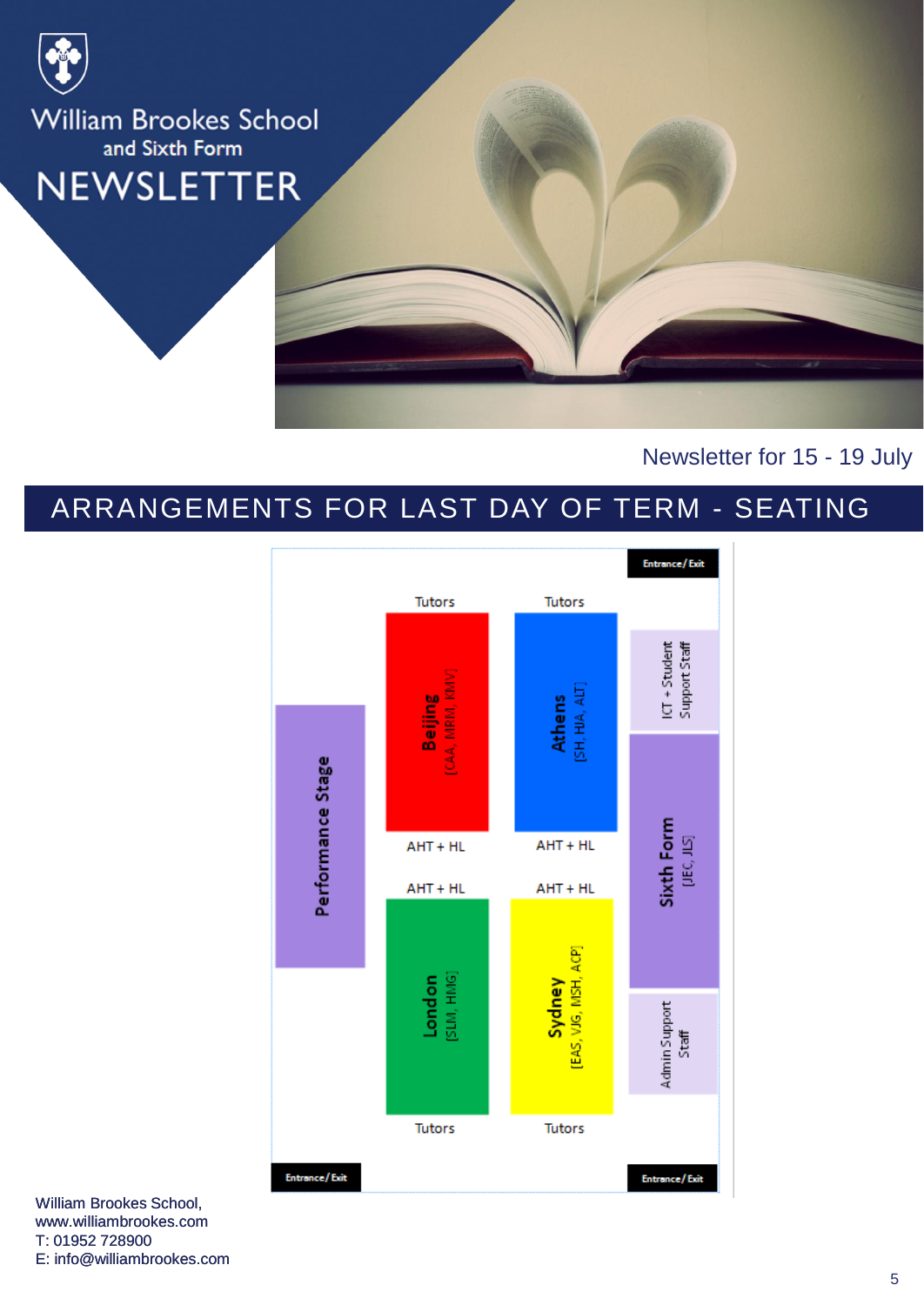# William Brookes School and Sixth Form NEWSLETTER

Newsletter for 15 - 19 July

## ARRANGEMENTS FOR LAST DAY OF TERM - SEATING

Entrance/Exit

Tutors | Tutors

**Beijing** [CAA, MRM, KMV]

**Athens** [SH, HJA, ALT]

ICT + Student Support Staff

**Performance Stage**

AHT + HL | AHT + HL

**Sixth Form** [JEC, JLS]

AHT + HL | AHT + HL

**London** [SLM, HMG]

**Sydney** [EAS, VJG, MSH, ACP]

Admin Support Staff

Tutors | Tutors

Entrance/Exit | Entrance/Exit

William Brookes School,
www.williambrookes.com
T: 01952 728900
E: info@williambrookes.com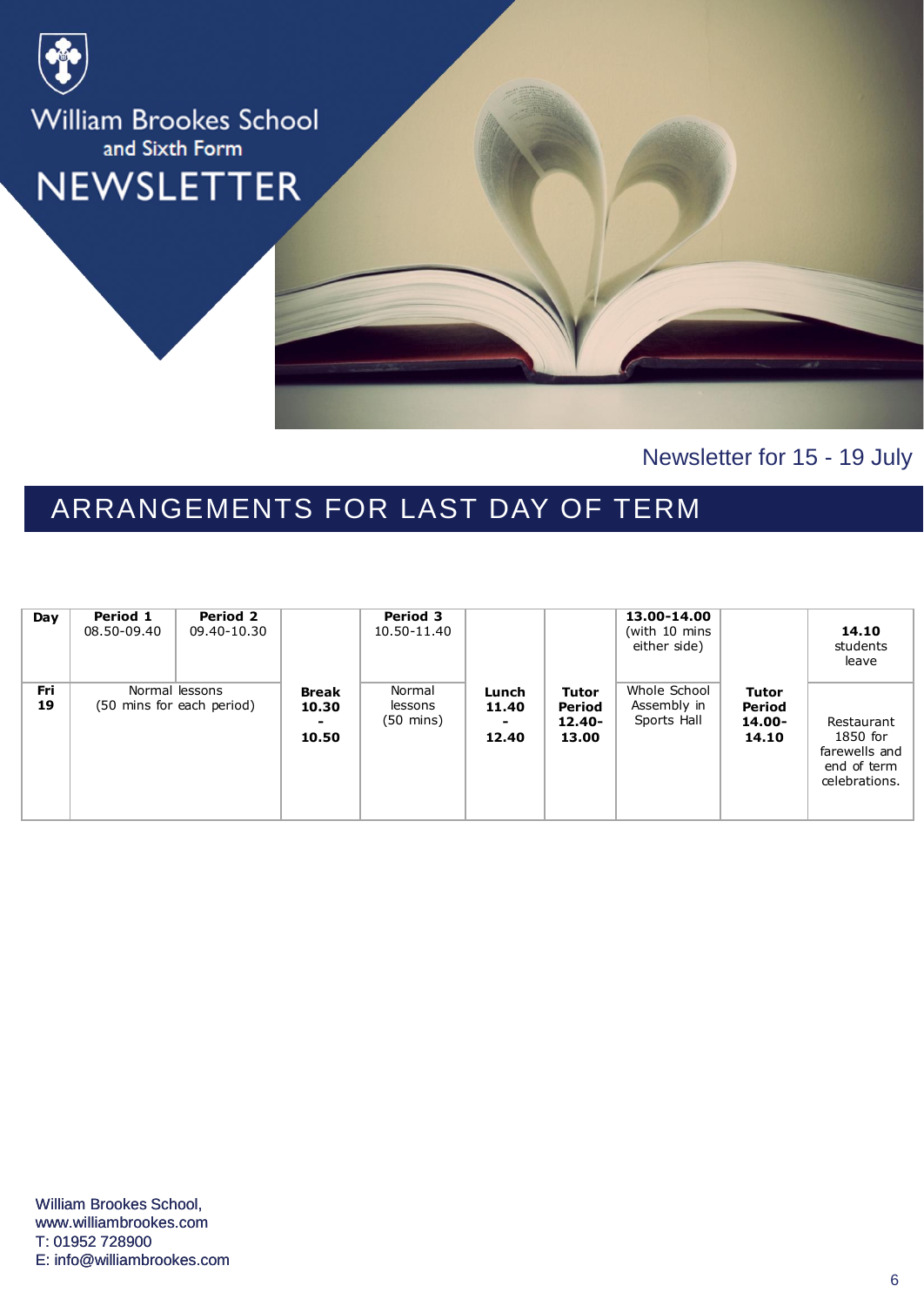# William Brookes School and Sixth Form NEWSLETTER

Newsletter for 15 - 19 July

## ARRANGEMENTS FOR LAST DAY OF TERM

| Day | Period 1 08.50-09.40 | Period 2 09.40-10.30 | | Period 3 10.50-11.40 | | | 13.00-14.00 (with 10 mins either side) | | 14.10 students leave |
|---|---|---|---|---|---|---|---|---|---|
| Fri 19 | Normal lessons (50 mins for each period) | | **Break 10.30 - 10.50** | Normal lessons (50 mins) | **Lunch 11.40 - 12.40** | **Tutor Period 12.40-13.00** | Whole School Assembly in Sports Hall | **Tutor Period 14.00-14.10** | Restaurant 1850 for farewells and end of term celebrations. |

William Brookes School,
www.williambrookes.com
T: 01952 728900
E: info@williambrookes.com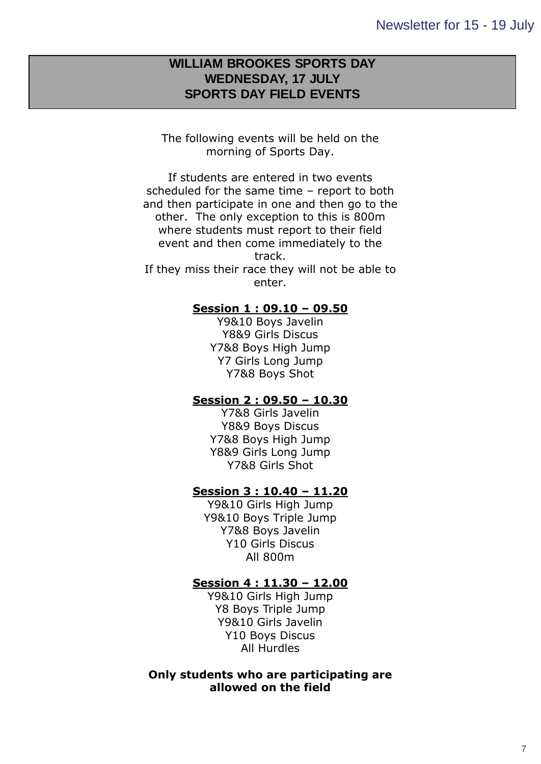# WILLIAM BROOKES SPORTS DAY
# WEDNESDAY, 17 JULY
# SPORTS DAY FIELD EVENTS

The following events will be held on the morning of Sports Day.

If students are entered in two events scheduled for the same time – report to both and then participate in one and then go to the other. The only exception to this is 800m where students must report to their field event and then come immediately to the track.
If they miss their race they will not be able to enter.

**Session 1 : 09.10 – 09.50**

Y9&10 Boys Javelin
Y8&9 Girls Discus
Y7&8 Boys High Jump
Y7 Girls Long Jump
Y7&8 Boys Shot

**Session 2 : 09.50 – 10.30**

Y7&8 Girls Javelin
Y8&9 Boys Discus
Y7&8 Boys High Jump
Y8&9 Girls Long Jump
Y7&8 Girls Shot

**Session 3 : 10.40 – 11.20**

Y9&10 Girls High Jump
Y9&10 Boys Triple Jump
Y7&8 Boys Javelin
Y10 Girls Discus
All 800m

**Session 4 : 11.30 – 12.00**

Y9&10 Girls High Jump
Y8 Boys Triple Jump
Y9&10 Girls Javelin
Y10 Boys Discus
All Hurdles

**Only students who are participating are allowed on the field**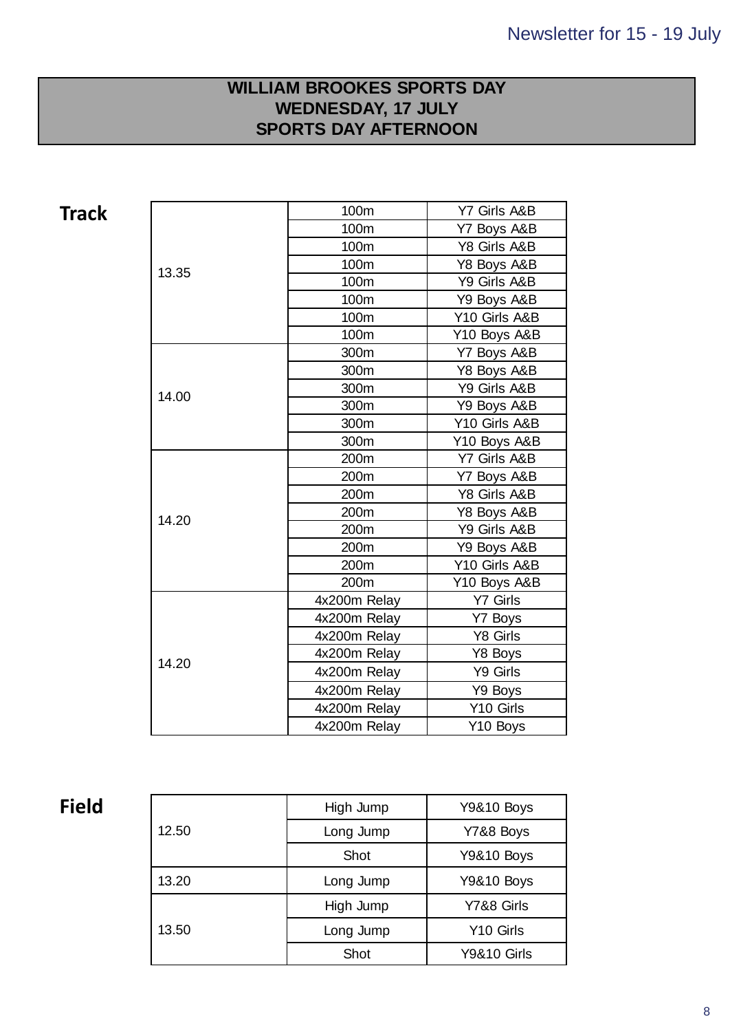# WILLIAM BROOKES SPORTS DAY
# WEDNESDAY, 17 JULY
# SPORTS DAY AFTERNOON

## Track

| Time | Event | Group |
|---|---|---|
| 13.35 | 100m | Y7 Girls A&B |
| | 100m | Y7 Boys A&B |
| | 100m | Y8 Girls A&B |
| | 100m | Y8 Boys A&B |
| | 100m | Y9 Girls A&B |
| | 100m | Y9 Boys A&B |
| | 100m | Y10 Girls A&B |
| | 100m | Y10 Boys A&B |
| 14.00 | 300m | Y7 Boys A&B |
| | 300m | Y8 Boys A&B |
| | 300m | Y9 Girls A&B |
| | 300m | Y9 Boys A&B |
| | 300m | Y10 Girls A&B |
| | 300m | Y10 Boys A&B |
| 14.20 | 200m | Y7 Girls A&B |
| | 200m | Y7 Boys A&B |
| | 200m | Y8 Girls A&B |
| | 200m | Y8 Boys A&B |
| | 200m | Y9 Girls A&B |
| | 200m | Y9 Boys A&B |
| | 200m | Y10 Girls A&B |
| | 200m | Y10 Boys A&B |
| 14.20 | 4x200m Relay | Y7 Girls |
| | 4x200m Relay | Y7 Boys |
| | 4x200m Relay | Y8 Girls |
| | 4x200m Relay | Y8 Boys |
| | 4x200m Relay | Y9 Girls |
| | 4x200m Relay | Y9 Boys |
| | 4x200m Relay | Y10 Girls |
| | 4x200m Relay | Y10 Boys |

## Field

| Time | Event | Group |
|---|---|---|
| 12.50 | High Jump | Y9&10 Boys |
| | Long Jump | Y7&8 Boys |
| | Shot | Y9&10 Boys |
| 13.20 | Long Jump | Y9&10 Boys |
| 13.50 | High Jump | Y7&8 Girls |
| | Long Jump | Y10 Girls |
| | Shot | Y9&10 Girls |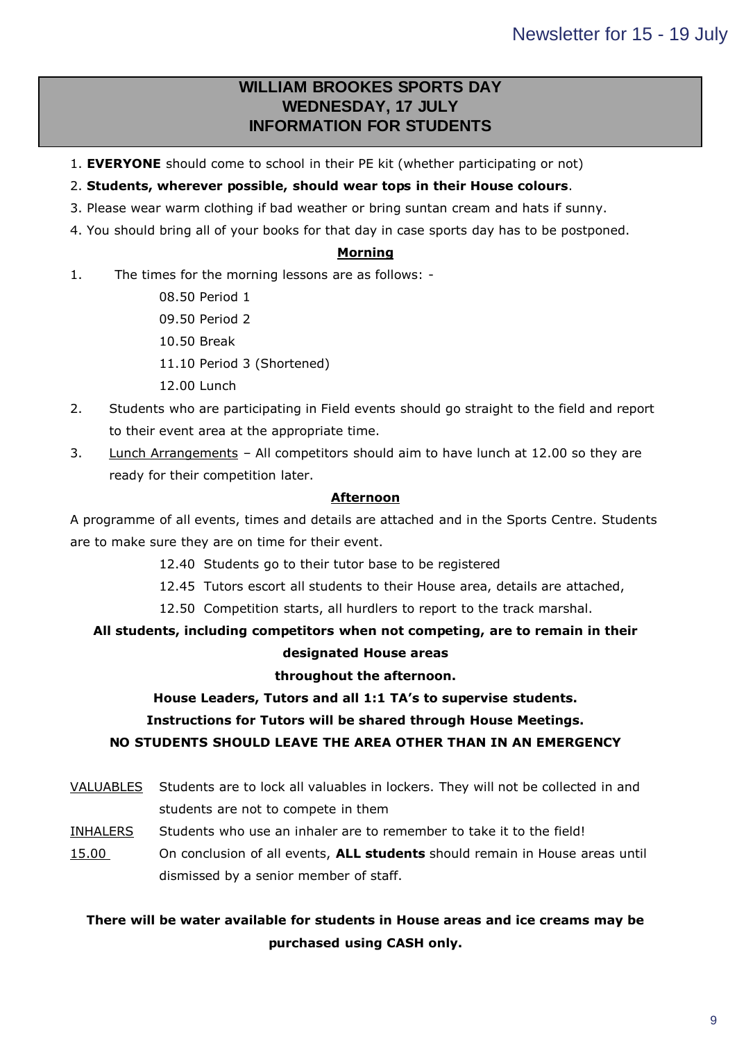## WILLIAM BROOKES SPORTS DAY
## WEDNESDAY, 17 JULY
## INFORMATION FOR STUDENTS

1. **EVERYONE** should come to school in their PE kit (whether participating or not)
2. **Students, wherever possible, should wear tops in their House colours**.
3. Please wear warm clothing if bad weather or bring suntan cream and hats if sunny.
4. You should bring all of your books for that day in case sports day has to be postponed.

### Morning

1. The times for the morning lessons are as follows: -

   08.50 Period 1
   09.50 Period 2
   10.50 Break
   11.10 Period 3 (Shortened)
   12.00 Lunch

2. Students who are participating in Field events should go straight to the field and report to their event area at the appropriate time.
3. Lunch Arrangements – All competitors should aim to have lunch at 12.00 so they are ready for their competition later.

### Afternoon

A programme of all events, times and details are attached and in the Sports Centre. Students are to make sure they are on time for their event.

12.40 Students go to their tutor base to be registered
12.45 Tutors escort all students to their House area, details are attached,
12.50 Competition starts, all hurdlers to report to the track marshal.

**All students, including competitors when not competing, are to remain in their designated House areas throughout the afternoon.**

**House Leaders, Tutors and all 1:1 TA's to supervise students.**

**Instructions for Tutors will be shared through House Meetings.**

**NO STUDENTS SHOULD LEAVE THE AREA OTHER THAN IN AN EMERGENCY**

VALUABLES — Students are to lock all valuables in lockers. They will not be collected in and students are not to compete in them

INHALERS — Students who use an inhaler are to remember to take it to the field!

15.00 — On conclusion of all events, **ALL students** should remain in House areas until dismissed by a senior member of staff.

**There will be water available for students in House areas and ice creams may be purchased using CASH only.**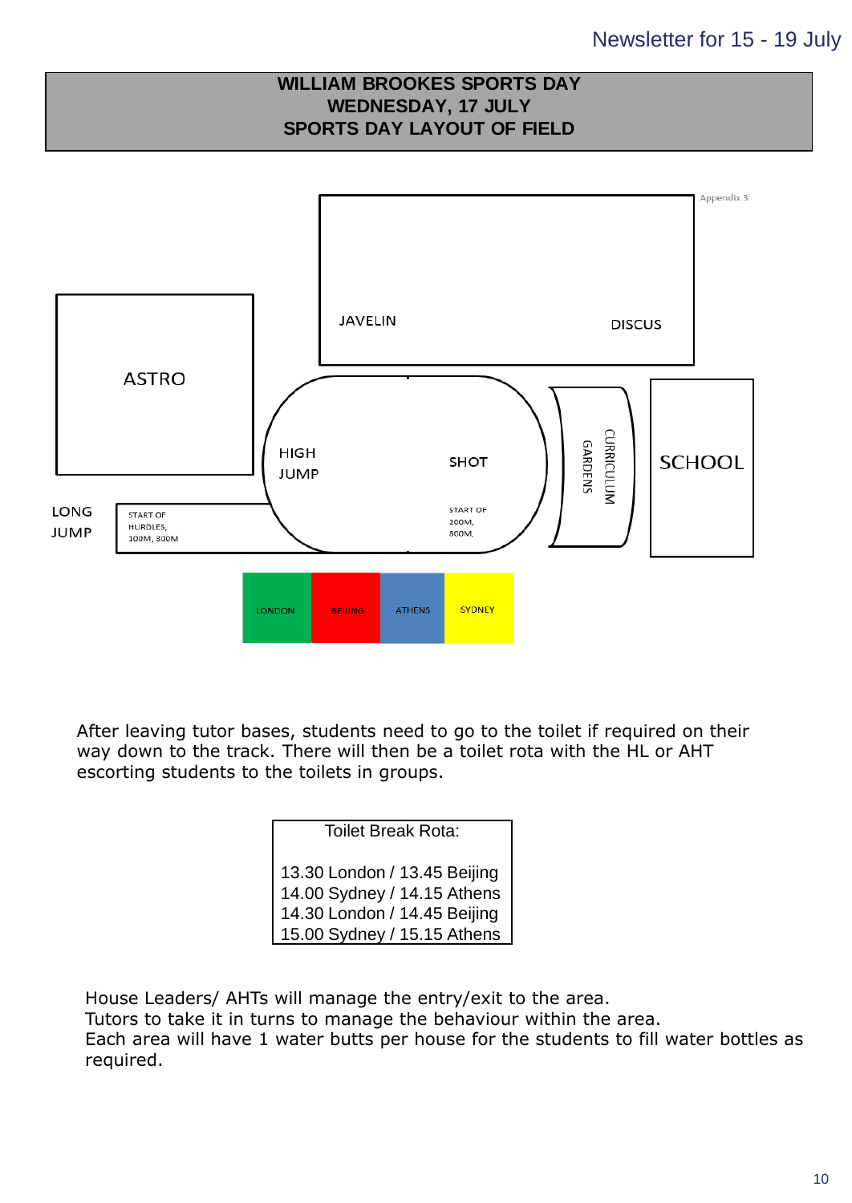## WILLIAM BROOKES SPORTS DAY
## WEDNESDAY, 17 JULY
## SPORTS DAY LAYOUT OF FIELD

Appendix 3

JAVELIN

DISCUS

ASTRO

HIGH JUMP

SHOT

CURRICULUM GARDENS

SCHOOL

LONG JUMP

START OF HURDLES, 100M, 300M

START OF 200M, 800M,

LONDON | BEIJING | ATHENS | SYDNEY

After leaving tutor bases, students need to go to the toilet if required on their way down to the track. There will then be a toilet rota with the HL or AHT escorting students to the toilets in groups.

| Toilet Break Rota: |
|---|
| 13.30 London / 13.45 Beijing |
| 14.00 Sydney / 14.15 Athens |
| 14.30 London / 14.45 Beijing |
| 15.00 Sydney / 15.15 Athens |

House Leaders/ AHTs will manage the entry/exit to the area.
Tutors to take it in turns to manage the behaviour within the area.
Each area will have 1 water butts per house for the students to fill water bottles as required.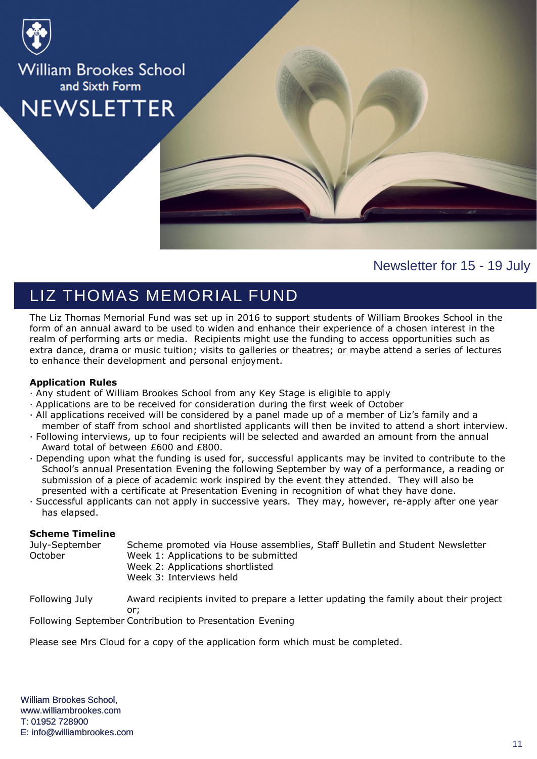William Brookes School and Sixth Form

NEWSLETTER

Newsletter for 15 - 19 July

# LIZ THOMAS MEMORIAL FUND

The Liz Thomas Memorial Fund was set up in 2016 to support students of William Brookes School in the form of an annual award to be used to widen and enhance their experience of a chosen interest in the realm of performing arts or media. Recipients might use the funding to access opportunities such as extra dance, drama or music tuition; visits to galleries or theatres; or maybe attend a series of lectures to enhance their development and personal enjoyment.

**Application Rules**

- Any student of William Brookes School from any Key Stage is eligible to apply
- Applications are to be received for consideration during the first week of October
- All applications received will be considered by a panel made up of a member of Liz's family and a member of staff from school and shortlisted applicants will then be invited to attend a short interview.
- Following interviews, up to four recipients will be selected and awarded an amount from the annual Award total of between £600 and £800.
- Depending upon what the funding is used for, successful applicants may be invited to contribute to the School's annual Presentation Evening the following September by way of a performance, a reading or submission of a piece of academic work inspired by the event they attended. They will also be presented with a certificate at Presentation Evening in recognition of what they have done.
- Successful applicants can not apply in successive years. They may, however, re-apply after one year has elapsed.

**Scheme Timeline**

| | |
|---|---|
| July-September | Scheme promoted via House assemblies, Staff Bulletin and Student Newsletter |
| October | Week 1: Applications to be submitted<br>Week 2: Applications shortlisted<br>Week 3: Interviews held |
| Following July | Award recipients invited to prepare a letter updating the family about their project or; |
| Following September | Contribution to Presentation Evening |

Please see Mrs Cloud for a copy of the application form which must be completed.

William Brookes School,
www.williambrookes.com
T: 01952 728900
E: info@williambrookes.com